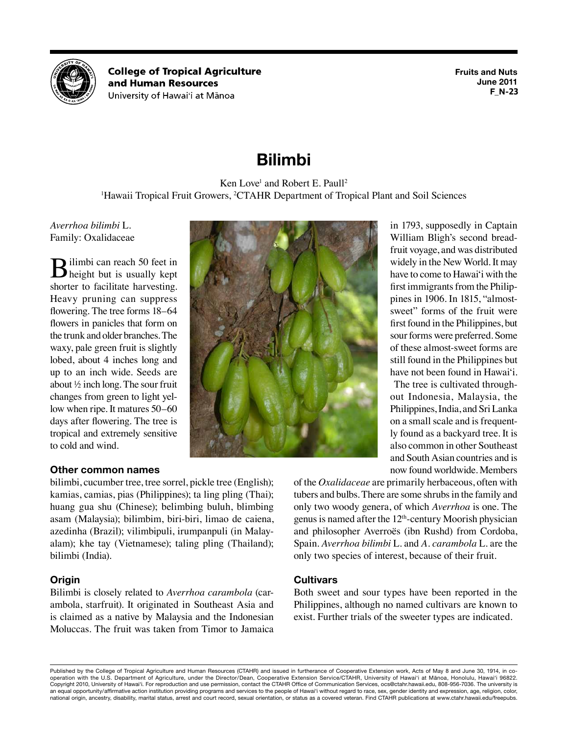**College of Tropical Agriculture and Human Resources**
University of Hawai'i at Mānoa

**Fruits and Nuts**
**June 2011**
**F_N-23**

# Bilimbi

Ken Love[1] and Robert E. Paull[2]
[1]Hawaii Tropical Fruit Growers, [2]CTAHR Department of Tropical Plant and Soil Sciences

*Averrhoa bilimbi* L.
Family: Oxalidaceae

Bilimbi can reach 50 feet in height but is usually kept shorter to facilitate harvesting. Heavy pruning can suppress flowering. The tree forms 18–64 flowers in panicles that form on the trunk and older branches. The waxy, pale green fruit is slightly lobed, about 4 inches long and up to an inch wide. Seeds are about ½ inch long. The sour fruit changes from green to light yellow when ripe. It matures 50–60 days after flowering. The tree is tropical and extremely sensitive to cold and wind.

### Other common names

bilimbi, cucumber tree, tree sorrel, pickle tree (English); kamias, camias, pias (Philippines); ta ling pling (Thai); huang gua shu (Chinese); belimbing buluh, blimbing asam (Malaysia); bilimbim, biri-biri, limao de caiena, azedinha (Brazil); vilimbipuli, irumpanpuli (in Malayalam); khe tay (Vietnamese); taling pling (Thailand); bilimbi (India).

### Origin

Bilimbi is closely related to *Averrhoa carambola* (carambola, starfruit). It originated in Southeast Asia and is claimed as a native by Malaysia and the Indonesian Moluccas. The fruit was taken from Timor to Jamaica in 1793, supposedly in Captain William Bligh's second breadfruit voyage, and was distributed widely in the New World. It may have to come to Hawai'i with the first immigrants from the Philippines in 1906. In 1815, "almost-sweet" forms of the fruit were first found in the Philippines, but sour forms were preferred. Some of these almost-sweet forms are still found in the Philippines but have not been found in Hawai'i.

The tree is cultivated throughout Indonesia, Malaysia, the Philippines, India, and Sri Lanka on a small scale and is frequently found as a backyard tree. It is also common in other Southeast and South Asian countries and is now found worldwide. Members of the *Oxalidaceae* are primarily herbaceous, often with tubers and bulbs. There are some shrubs in the family and only two woody genera, of which *Averrhoa* is one. The genus is named after the 12th-century Moorish physician and philosopher Averroës (ibn Rushd) from Cordoba, Spain. *Averrhoa bilimbi* L. and *A. carambola* L. are the only two species of interest, because of their fruit.

### Cultivars

Both sweet and sour types have been reported in the Philippines, although no named cultivars are known to exist. Further trials of the sweeter types are indicated.

Published by the College of Tropical Agriculture and Human Resources (CTAHR) and issued in furtherance of Cooperative Extension work, Acts of May 8 and June 30, 1914, in cooperation with the U.S. Department of Agriculture, under the Director/Dean, Cooperative Extension Service/CTAHR, University of Hawai'i at Mānoa, Honolulu, Hawai'i 96822. Copyright 2010, University of Hawai'i. For reproduction and use permission, contact the CTAHR Office of Communication Services, ocs@ctahr.hawaii.edu, 808-956-7036. The university is an equal opportunity/affirmative action institution providing programs and services to the people of Hawai'i without regard to race, sex, gender identity and expression, age, religion, color, national origin, ancestry, disability, marital status, arrest and court record, sexual orientation, or status as a covered veteran. Find CTAHR publications at www.ctahr.hawaii.edu/freepubs.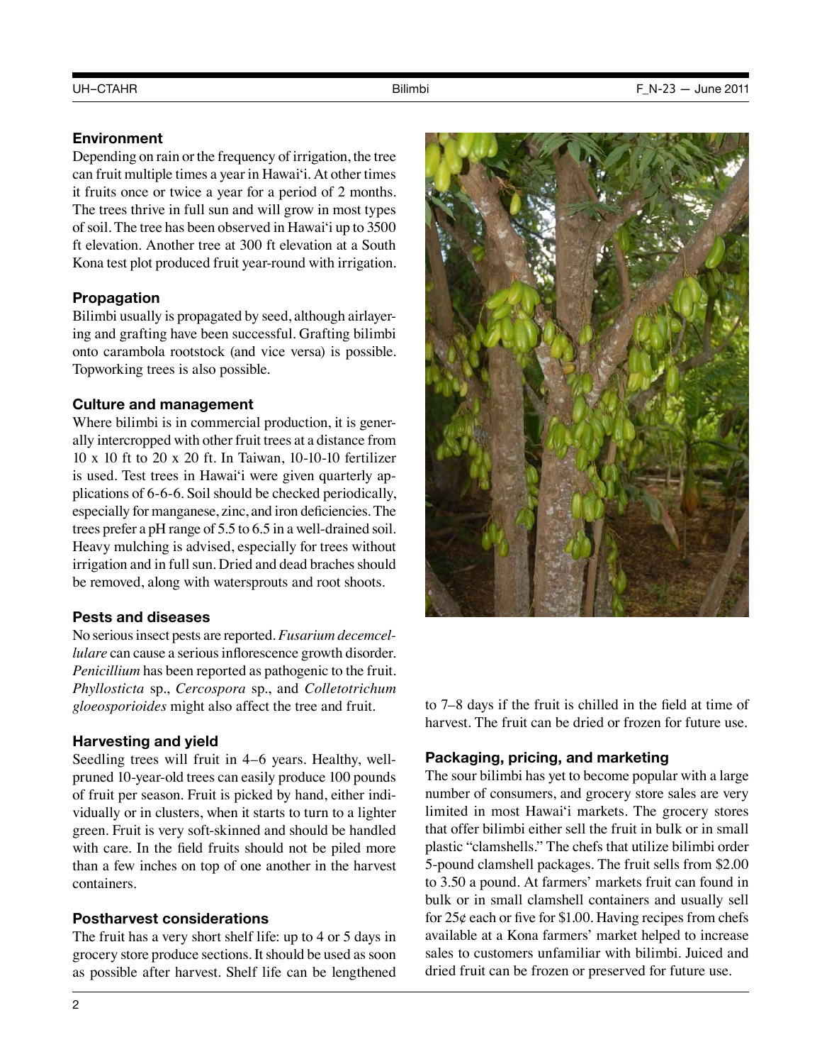## Environment

Depending on rain or the frequency of irrigation, the tree can fruit multiple times a year in Hawai'i. At other times it fruits once or twice a year for a period of 2 months. The trees thrive in full sun and will grow in most types of soil. The tree has been observed in Hawai'i up to 3500 ft elevation. Another tree at 300 ft elevation at a South Kona test plot produced fruit year-round with irrigation.

## Propagation

Bilimbi usually is propagated by seed, although airlayering and grafting have been successful. Grafting bilimbi onto carambola rootstock (and vice versa) is possible. Topworking trees is also possible.

## Culture and management

Where bilimbi is in commercial production, it is generally intercropped with other fruit trees at a distance from 10 x 10 ft to 20 x 20 ft. In Taiwan, 10-10-10 fertilizer is used. Test trees in Hawai'i were given quarterly applications of 6-6-6. Soil should be checked periodically, especially for manganese, zinc, and iron deficiencies. The trees prefer a pH range of 5.5 to 6.5 in a well-drained soil. Heavy mulching is advised, especially for trees without irrigation and in full sun. Dried and dead braches should be removed, along with watersprouts and root shoots.

## Pests and diseases

No serious insect pests are reported. *Fusarium decemcellulare* can cause a serious inflorescence growth disorder. *Penicillium* has been reported as pathogenic to the fruit. *Phyllosticta* sp., *Cercospora* sp., and *Colletotrichum gloeosporioides* might also affect the tree and fruit.

## Harvesting and yield

Seedling trees will fruit in 4–6 years. Healthy, well-pruned 10-year-old trees can easily produce 100 pounds of fruit per season. Fruit is picked by hand, either individually or in clusters, when it starts to turn to a lighter green. Fruit is very soft-skinned and should be handled with care. In the field fruits should not be piled more than a few inches on top of one another in the harvest containers.

## Postharvest considerations

The fruit has a very short shelf life: up to 4 or 5 days in grocery store produce sections. It should be used as soon as possible after harvest. Shelf life can be lengthened to 7–8 days if the fruit is chilled in the field at time of harvest. The fruit can be dried or frozen for future use.

## Packaging, pricing, and marketing

The sour bilimbi has yet to become popular with a large number of consumers, and grocery store sales are very limited in most Hawai'i markets. The grocery stores that offer bilimbi either sell the fruit in bulk or in small plastic "clamshells." The chefs that utilize bilimbi order 5-pound clamshell packages. The fruit sells from $2.00 to 3.50 a pound. At farmers' markets fruit can found in bulk or in small clamshell containers and usually sell for 25¢ each or five for $1.00. Having recipes from chefs available at a Kona farmers' market helped to increase sales to customers unfamiliar with bilimbi. Juiced and dried fruit can be frozen or preserved for future use.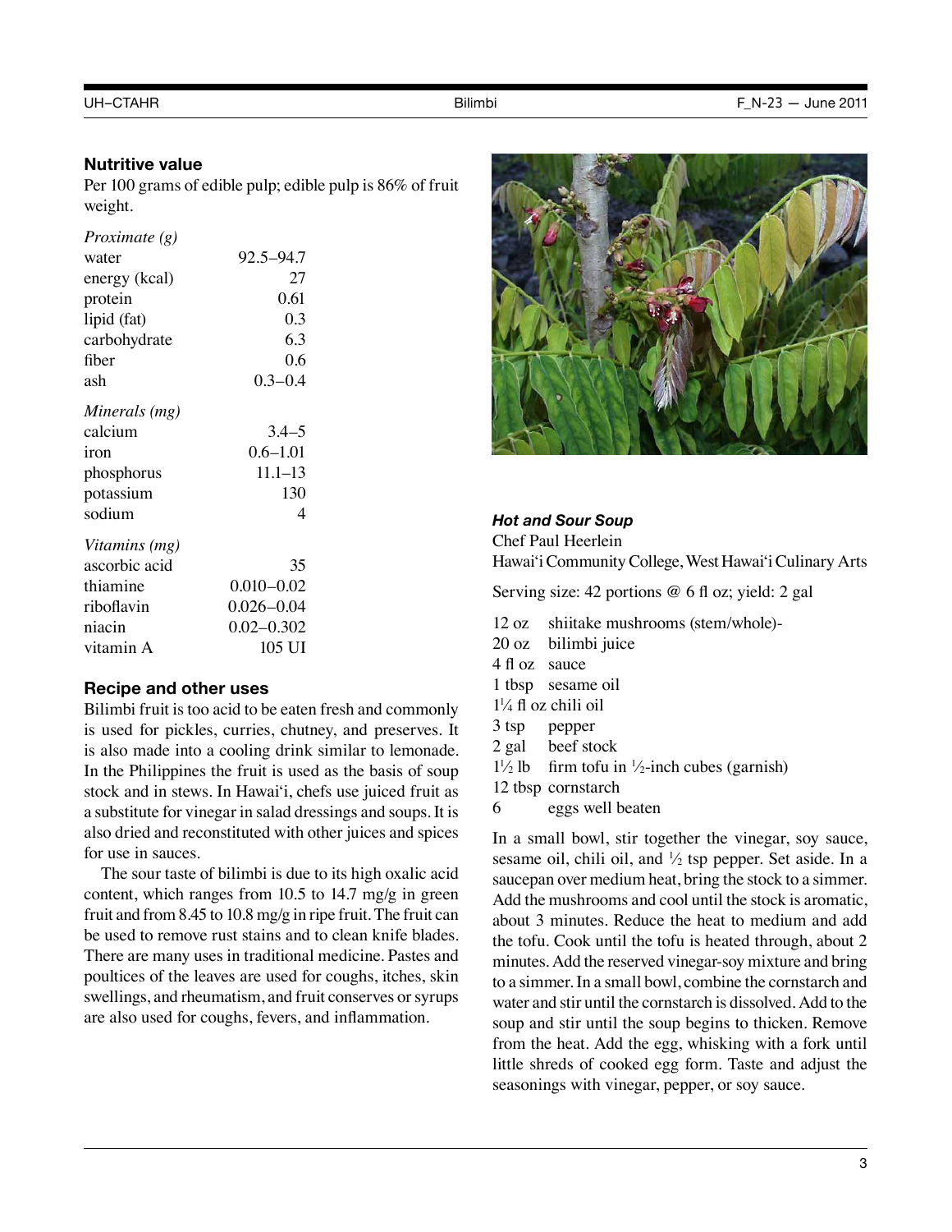### Nutritive value

Per 100 grams of edible pulp; edible pulp is 86% of fruit weight.

| *Proximate (g)* | |
|---|---|
| water | 92.5–94.7 |
| energy (kcal) | 27 |
| protein | 0.61 |
| lipid (fat) | 0.3 |
| carbohydrate | 6.3 |
| fiber | 0.6 |
| ash | 0.3–0.4 |
| *Minerals (mg)* | |
| calcium | 3.4–5 |
| iron | 0.6–1.01 |
| phosphorus | 11.1–13 |
| potassium | 130 |
| sodium | 4 |
| *Vitamins (mg)* | |
| ascorbic acid | 35 |
| thiamine | 0.010–0.02 |
| riboflavin | 0.026–0.04 |
| niacin | 0.02–0.302 |
| vitamin A | 105 UI |

### Recipe and other uses

Bilimbi fruit is too acid to be eaten fresh and commonly is used for pickles, curries, chutney, and preserves. It is also made into a cooling drink similar to lemonade. In the Philippines the fruit is used as the basis of soup stock and in stews. In Hawai'i, chefs use juiced fruit as a substitute for vinegar in salad dressings and soups. It is also dried and reconstituted with other juices and spices for use in sauces.

The sour taste of bilimbi is due to its high oxalic acid content, which ranges from 10.5 to 14.7 mg/g in green fruit and from 8.45 to 10.8 mg/g in ripe fruit. The fruit can be used to remove rust stains and to clean knife blades. There are many uses in traditional medicine. Pastes and poultices of the leaves are used for coughs, itches, skin swellings, and rheumatism, and fruit conserves or syrups are also used for coughs, fevers, and inflammation.

***Hot and Sour Soup***

Chef Paul Heerlein
Hawai'i Community College, West Hawai'i Culinary Arts

Serving size: 42 portions @ 6 fl oz; yield: 2 gal

- 12 oz shiitake mushrooms (stem/whole)-
- 20 oz bilimbi juice
- 4 fl oz sauce
- 1 tbsp sesame oil
- 1¼ fl oz chili oil
- 3 tsp pepper
- 2 gal beef stock
- 1½ lb firm tofu in ½-inch cubes (garnish)
- 12 tbsp cornstarch
- 6 eggs well beaten

In a small bowl, stir together the vinegar, soy sauce, sesame oil, chili oil, and ½ tsp pepper. Set aside. In a saucepan over medium heat, bring the stock to a simmer. Add the mushrooms and cool until the stock is aromatic, about 3 minutes. Reduce the heat to medium and add the tofu. Cook until the tofu is heated through, about 2 minutes. Add the reserved vinegar-soy mixture and bring to a simmer. In a small bowl, combine the cornstarch and water and stir until the cornstarch is dissolved. Add to the soup and stir until the soup begins to thicken. Remove from the heat. Add the egg, whisking with a fork until little shreds of cooked egg form. Taste and adjust the seasonings with vinegar, pepper, or soy sauce.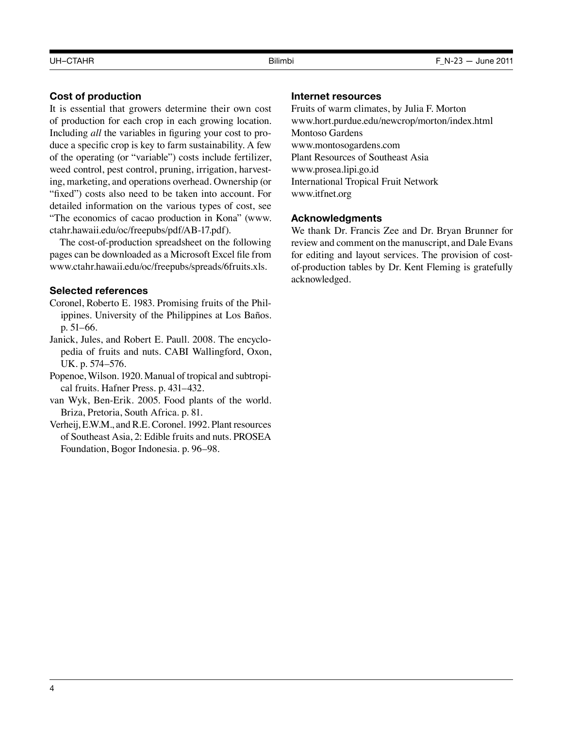## Cost of production

It is essential that growers determine their own cost of production for each crop in each growing location. Including *all* the variables in figuring your cost to produce a specific crop is key to farm sustainability. A few of the operating (or "variable") costs include fertilizer, weed control, pest control, pruning, irrigation, harvesting, marketing, and operations overhead. Ownership (or "fixed") costs also need to be taken into account. For detailed information on the various types of cost, see "The economics of cacao production in Kona" (www.ctahr.hawaii.edu/oc/freepubs/pdf/AB-17.pdf).

The cost-of-production spreadsheet on the following pages can be downloaded as a Microsoft Excel file from www.ctahr.hawaii.edu/oc/freepubs/spreads/6fruits.xls.

## Selected references

Coronel, Roberto E. 1983. Promising fruits of the Philippines. University of the Philippines at Los Baños. p. 51–66.

Janick, Jules, and Robert E. Paull. 2008. The encyclopedia of fruits and nuts. CABI Wallingford, Oxon, UK. p. 574–576.

Popenoe, Wilson. 1920. Manual of tropical and subtropical fruits. Hafner Press. p. 431–432.

van Wyk, Ben-Erik. 2005. Food plants of the world. Briza, Pretoria, South Africa. p. 81.

Verheij, E.W.M., and R.E. Coronel. 1992. Plant resources of Southeast Asia, 2: Edible fruits and nuts. PROSEA Foundation, Bogor Indonesia. p. 96–98.

## Internet resources

Fruits of warm climates, by Julia F. Morton
www.hort.purdue.edu/newcrop/morton/index.html

Montoso Gardens
www.montosogardens.com

Plant Resources of Southeast Asia
www.prosea.lipi.go.id

International Tropical Fruit Network
www.itfnet.org

## Acknowledgments

We thank Dr. Francis Zee and Dr. Bryan Brunner for review and comment on the manuscript, and Dale Evans for editing and layout services. The provision of cost-of-production tables by Dr. Kent Fleming is gratefully acknowledged.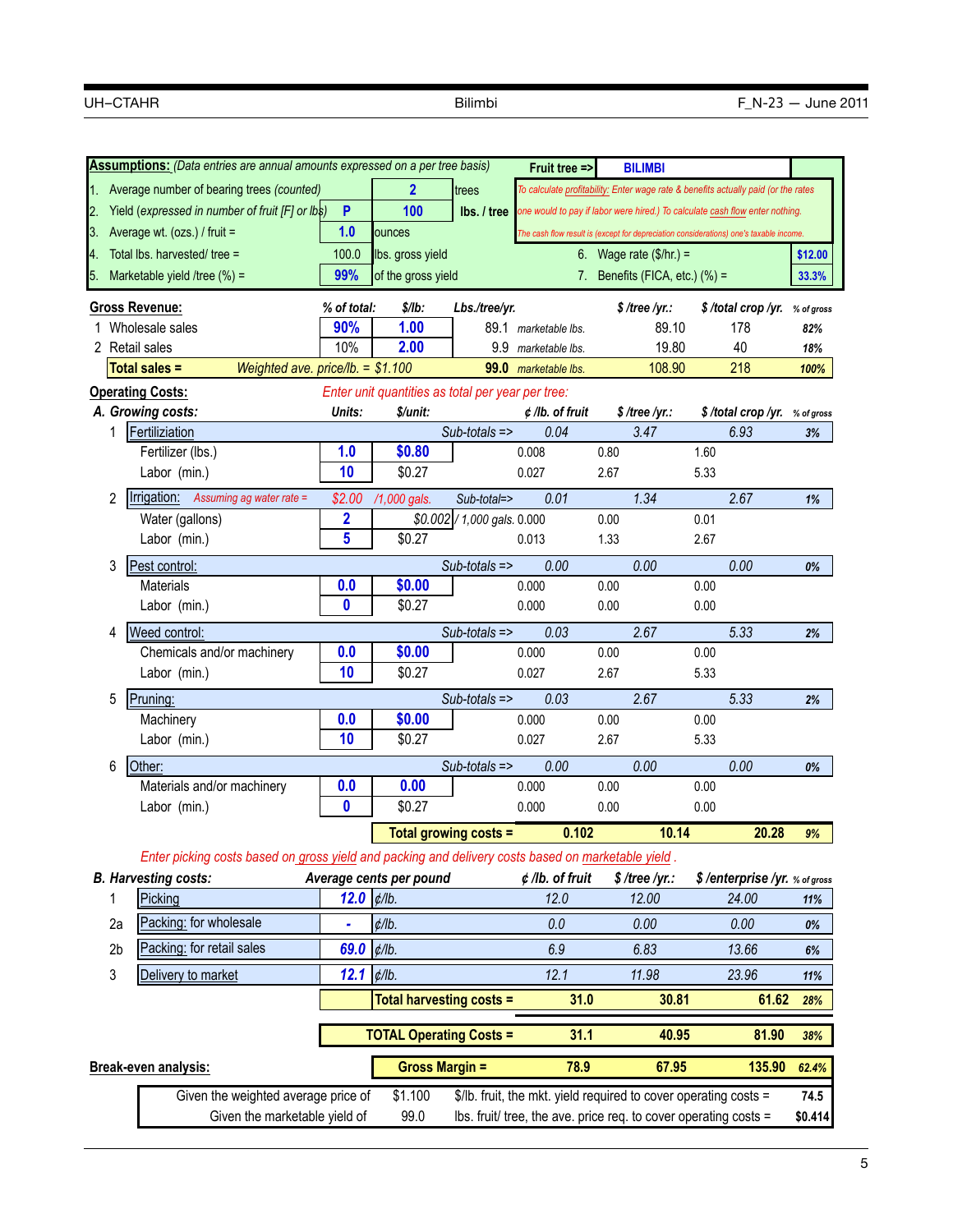| **Assumptions:** *(Data entries are annual amounts expressed on a per tree basis)* | | | Fruit tree => | BILIMBI |
|---|---|---|---|---|
| 1. Average number of bearing trees *(counted)* | 2 | trees | *To calculate profitability: Enter wage rate & benefits actually paid (or the rates one would to pay if labor were hired.) To calculate cash flow enter nothing. The cash flow result is (except for depreciation considerations) one's taxable income.* | |
| 2. Yield (*expressed in number of fruit [F] or lbs*) | P | 100 | lbs. / tree | |
| 3. Average wt. (ozs.) / fruit = | 1.0 | ounces | | |
| 4. Total lbs. harvested/ tree = | 100.0 | lbs. gross yield | 6. Wage rate ($/hr.) = | $12.00 |
| 5. Marketable yield /tree (%) = | 99% | of the gross yield | 7. Benefits (FICA, etc.) (%) = | 33.3% |

| **Gross Revenue:** | % of total: | $/lb: | Lbs./tree/yr. | | $ /tree /yr.: | $ /total crop /yr. | % of gross |
|---|---|---|---|---|---|---|---|
| 1 Wholesale sales | 90% | 1.00 | 89.1 | marketable lbs. | 89.10 | 178 | 82% |
| 2 Retail sales | 10% | 2.00 | 9.9 | marketable lbs. | 19.80 | 40 | 18% |
| **Total sales =** | *Weighted ave. price/lb. = $1.100* | | **99.0** | marketable lbs. | 108.90 | 218 | 100% |

**Operating Costs:** *Enter unit quantities as total per year per tree:*

| *A. Growing costs:* | Units: | $/unit: | ¢ /lb. of fruit | $ /tree /yr.: | $ /total crop /yr. | % of gross |
|---|---|---|---|---|---|---|
| 1 Fertiliziation | | Sub-totals => | 0.04 | 3.47 | 6.93 | 3% |
| Fertilizer (lbs.) | 1.0 | $0.80 | 0.008 | 0.80 | 1.60 | |
| Labor (min.) | 10 | $0.27 | 0.027 | 2.67 | 5.33 | |
| 2 Irrigation: *Assuming ag water rate =* | $2.00 | /1,000 gals. Sub-total=> | 0.01 | 1.34 | 2.67 | 1% |
| Water (gallons) | 2 | $0.002 / 1,000 gals. | 0.000 | 0.00 | 0.01 | |
| Labor (min.) | 5 | $0.27 | 0.013 | 1.33 | 2.67 | |
| 3 Pest control: | | Sub-totals => | 0.00 | 0.00 | 0.00 | 0% |
| Materials | 0.0 | $0.00 | 0.000 | 0.00 | 0.00 | |
| Labor (min.) | 0 | $0.27 | 0.000 | 0.00 | 0.00 | |
| 4 Weed control: | | Sub-totals => | 0.03 | 2.67 | 5.33 | 2% |
| Chemicals and/or machinery | 0.0 | $0.00 | 0.000 | 0.00 | 0.00 | |
| Labor (min.) | 10 | $0.27 | 0.027 | 2.67 | 5.33 | |
| 5 Pruning: | | Sub-totals => | 0.03 | 2.67 | 5.33 | 2% |
| Machinery | 0.0 | $0.00 | 0.000 | 0.00 | 0.00 | |
| Labor (min.) | 10 | $0.27 | 0.027 | 2.67 | 5.33 | |
| 6 Other: | | Sub-totals => | 0.00 | 0.00 | 0.00 | 0% |
| Materials and/or machinery | 0.0 | 0.00 | 0.000 | 0.00 | 0.00 | |
| Labor (min.) | 0 | $0.27 | 0.000 | 0.00 | 0.00 | |
| | | **Total growing costs =** | **0.102** | **10.14** | **20.28** | 9% |

*Enter picking costs based on gross yield and packing and delivery costs based on marketable yield .*

| *B. Harvesting costs:* | Average cents per pound | | ¢ /lb. of fruit | $ /tree /yr.: | $ /enterprise /yr. | % of gross |
|---|---|---|---|---|---|---|
| 1 Picking | 12.0 | ¢/lb. | 12.0 | 12.00 | 24.00 | 11% |
| 2a Packing: for wholesale | - | ¢/lb. | 0.0 | 0.00 | 0.00 | 0% |
| 2b Packing: for retail sales | 69.0 | ¢/lb. | 6.9 | 6.83 | 13.66 | 6% |
| 3 Delivery to market | 12.1 | ¢/lb. | 12.1 | 11.98 | 23.96 | 11% |
| | | **Total harvesting costs =** | **31.0** | **30.81** | **61.62** | 28% |
| | | **TOTAL Operating Costs =** | **31.1** | **40.95** | **81.90** | 38% |
| **Break-even analysis:** | | **Gross Margin =** | **78.9** | **67.95** | **135.90** | 62.4% |

| | | | |
|---|---|---|---|
| Given the weighted average price of | $1.100 | $/lb. fruit, the mkt. yield required to cover operating costs = | 74.5 |
| Given the marketable yield of | 99.0 | lbs. fruit/ tree, the ave. price req. to cover operating costs = | $0.414 |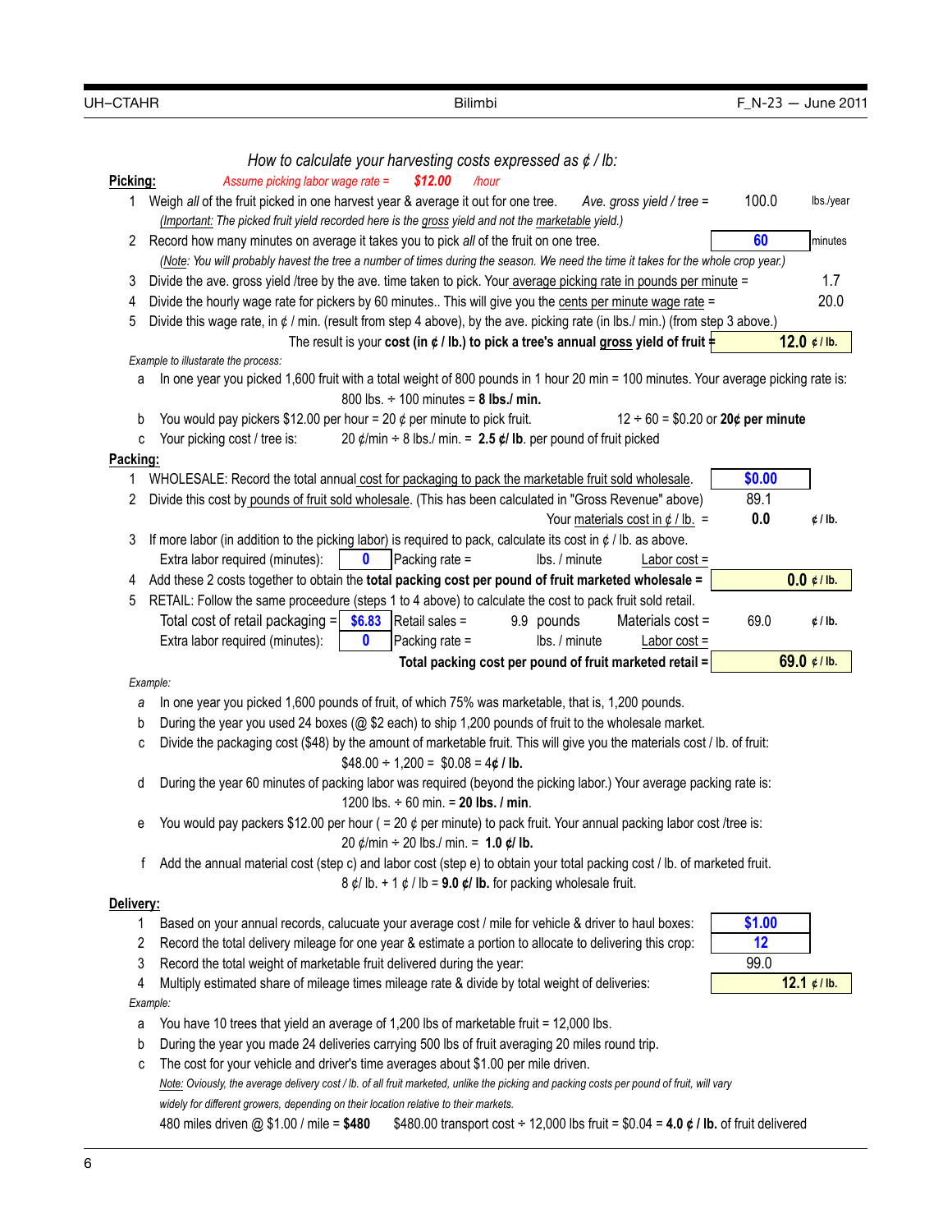*How to calculate your harvesting costs expressed as ¢ / lb:*

**Picking:** *Assume picking labor wage rate =* ***$12.00*** */hour*

1. Weigh *all* of the fruit picked in one harvest year & average it out for one tree. *Ave. gross yield / tree =* 100.0 lbs./year
   *(Important: The picked fruit yield recorded here is the gross yield and not the marketable yield.)*
2. Record how many minutes on average it takes you to pick *all* of the fruit on one tree. **60** minutes
   *(Note: You will probably havest the tree a number of times during the season. We need the time it takes for the whole crop year.)*
3. Divide the ave. gross yield /tree by the ave. time taken to pick. Your average picking rate in pounds per minute = 1.7
4. Divide the hourly wage rate for pickers by 60 minutes.. This will give you the cents per minute wage rate = 20.0
5. Divide this wage rate, in ¢ / min. (result from step 4 above), by the ave. picking rate (in lbs./ min.) (from step 3 above.)
   The result is your **cost (in ¢ / lb.) to pick a tree's annual gross yield of fruit =** **12.0** ¢ / lb.

*Example to illustarate the process:*

a. In one year you picked 1,600 fruit with a total weight of 800 pounds in 1 hour 20 min = 100 minutes. Your average picking rate is:
   800 lbs. ÷ 100 minutes = **8 lbs./ min.**
b. You would pay pickers $12.00 per hour = 20 ¢ per minute to pick fruit. 12 ÷ 60 = $0.20 or **20¢ per minute**
c. Your picking cost / tree is: 20 ¢/min ÷ 8 lbs./ min. = **2.5 ¢/ lb**. per pound of fruit picked

**Packing:**

1. WHOLESALE: Record the total annual cost for packaging to pack the marketable fruit sold wholesale. **$0.00**
2. Divide this cost by pounds of fruit sold wholesale. (This has been calculated in "Gross Revenue" above) 89.1
   Your materials cost in ¢ / lb. = **0.0** ¢ / lb.
3. If more labor (in addition to the picking labor) is required to pack, calculate its cost in ¢ / lb. as above.
   Extra labor required (minutes): **0** Packing rate = lbs. / minute Labor cost =
4. Add these 2 costs together to obtain the **total packing cost per pound of fruit marketed wholesale =** **0.0** ¢ / lb.
5. RETAIL: Follow the same proceedure (steps 1 to 4 above) to calculate the cost to pack fruit sold retail.
   Total cost of retail packaging = **$6.83** Retail sales = 9.9 pounds Materials cost = 69.0 ¢ / lb.
   Extra labor required (minutes): **0** Packing rate = lbs. / minute Labor cost =
   **Total packing cost per pound of fruit marketed retail =** **69.0** ¢ / lb.

*Example:*

a. In one year you picked 1,600 pounds of fruit, of which 75% was marketable, that is, 1,200 pounds.
b. During the year you used 24 boxes (@ $2 each) to ship 1,200 pounds of fruit to the wholesale market.
c. Divide the packaging cost ($48) by the amount of marketable fruit. This will give you the materials cost / lb. of fruit:
   $48.00 ÷ 1,200 = $0.08 = **4¢ / lb.**
d. During the year 60 minutes of packing labor was required (beyond the picking labor.) Your average packing rate is:
   1200 lbs. ÷ 60 min. = **20 lbs. / min**.
e. You would pay packers $12.00 per hour ( = 20 ¢ per minute) to pack fruit. Your annual packing labor cost /tree is:
   20 ¢/min ÷ 20 lbs./ min. = **1.0 ¢/ lb.**
f. Add the annual material cost (step c) and labor cost (step e) to obtain your total packing cost / lb. of marketed fruit.
   8 ¢/ lb. + 1 ¢ / lb = **9.0 ¢/ lb.** for packing wholesale fruit.

**Delivery:**

1. Based on your annual records, calucuate your average cost / mile for vehicle & driver to haul boxes: **$1.00**
2. Record the total delivery mileage for one year & estimate a portion to allocate to delivering this crop: **12**
3. Record the total weight of marketable fruit delivered during the year: 99.0
4. Multiply estimated share of mileage times mileage rate & divide by total weight of deliveries: **12.1** ¢ / lb.

*Example:*

a. You have 10 trees that yield an average of 1,200 lbs of marketable fruit = 12,000 lbs.
b. During the year you made 24 deliveries carrying 500 lbs of fruit averaging 20 miles round trip.
c. The cost for your vehicle and driver's time averages about $1.00 per mile driven.
   *Note: Oviously, the average delivery cost / lb. of all fruit marketed, unlike the picking and packing costs per pound of fruit, will vary widely for different growers, depending on their location relative to their markets.*
   480 miles driven @ $1.00 / mile = **$480** $480.00 transport cost ÷ 12,000 lbs fruit = $0.04 = **4.0 ¢ / lb.** of fruit delivered